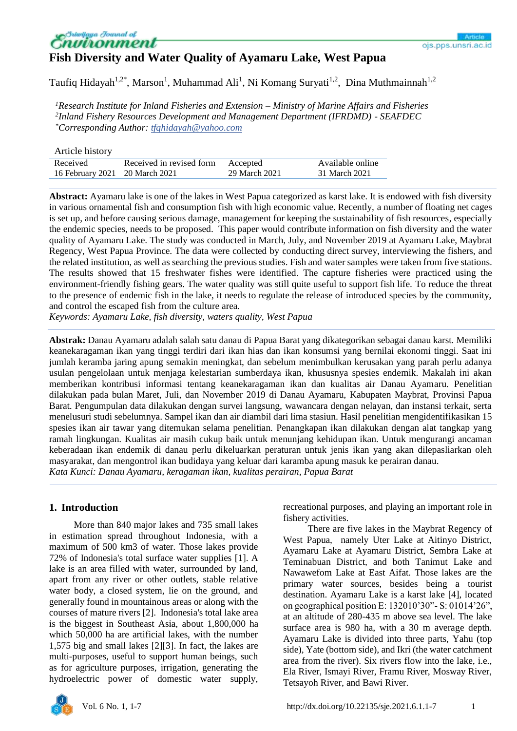# Fish Diversity and Water Quality of Ayamaru Lake, West Papua

Taufiq Hidayah[1,2*], Marson[1], Muhammad Ali[1], Ni Komang Suryati[1,2], Dina Muthmainnah[1,2]

*[1]Research Institute for Inland Fisheries and Extension – Ministry of Marine Affairs and Fisheries*
*[2]Inland Fishery Resources Development and Management Department (IFRDMD) - SEAFDEC*
*[*]Corresponding Author: tfqhidayah@yahoo.com*

Article history

| Received | Received in revised form | Accepted | Available online |
|---|---|---|---|
| 16 February 2021 | 20 March 2021 | 29 March 2021 | 31 March 2021 |

**Abstract:** Ayamaru lake is one of the lakes in West Papua categorized as karst lake. It is endowed with fish diversity in various ornamental fish and consumption fish with high economic value. Recently, a number of floating net cages is set up, and before causing serious damage, management for keeping the sustainability of fish resources, especially the endemic species, needs to be proposed. This paper would contribute information on fish diversity and the water quality of Ayamaru Lake. The study was conducted in March, July, and November 2019 at Ayamaru Lake, Maybrat Regency, West Papua Province. The data were collected by conducting direct survey, interviewing the fishers, and the related institution, as well as searching the previous studies. Fish and water samples were taken from five stations. The results showed that 15 freshwater fishes were identified. The capture fisheries were practiced using the environment-friendly fishing gears. The water quality was still quite useful to support fish life. To reduce the threat to the presence of endemic fish in the lake, it needs to regulate the release of introduced species by the community, and control the escaped fish from the culture area.
*Keywords: Ayamaru Lake, fish diversity, waters quality, West Papua*

**Abstrak:** Danau Ayamaru adalah salah satu danau di Papua Barat yang dikategorikan sebagai danau karst. Memiliki keanekaragaman ikan yang tinggi terdiri dari ikan hias dan ikan konsumsi yang bernilai ekonomi tinggi. Saat ini jumlah keramba jaring apung semakin meningkat, dan sebelum menimbulkan kerusakan yang parah perlu adanya usulan pengelolaan untuk menjaga kelestarian sumberdaya ikan, khususnya spesies endemik. Makalah ini akan memberikan kontribusi informasi tentang keanekaragaman ikan dan kualitas air Danau Ayamaru. Penelitian dilakukan pada bulan Maret, Juli, dan November 2019 di Danau Ayamaru, Kabupaten Maybrat, Provinsi Papua Barat. Pengumpulan data dilakukan dengan survei langsung, wawancara dengan nelayan, dan instansi terkait, serta menelusuri studi sebelumnya. Sampel ikan dan air diambil dari lima stasiun. Hasil penelitian mengidentifikasikan 15 spesies ikan air tawar yang ditemukan selama penelitian. Penangkapan ikan dilakukan dengan alat tangkap yang ramah lingkungan. Kualitas air masih cukup baik untuk menunjang kehidupan ikan. Untuk mengurangi ancaman keberadaan ikan endemik di danau perlu dikeluarkan peraturan untuk jenis ikan yang akan dilepasliarkan oleh masyarakat, dan mengontrol ikan budidaya yang keluar dari karamba apung masuk ke perairan danau.
*Kata Kunci: Danau Ayamaru, keragaman ikan, kualitas perairan, Papua Barat*

## 1. Introduction

More than 840 major lakes and 735 small lakes in estimation spread throughout Indonesia, with a maximum of 500 km3 of water. Those lakes provide 72% of Indonesia's total surface water supplies [1]. A lake is an area filled with water, surrounded by land, apart from any river or other outlets, stable relative water body, a closed system, lie on the ground, and generally found in mountainous areas or along with the courses of mature rivers [2]. Indonesia's total lake area is the biggest in Southeast Asia, about 1,800,000 ha which 50,000 ha are artificial lakes, with the number 1,575 big and small lakes [2][3]. In fact, the lakes are multi-purposes, useful to support human beings, such as for agriculture purposes, irrigation, generating the hydroelectric power of domestic water supply, recreational purposes, and playing an important role in fishery activities.

There are five lakes in the Maybrat Regency of West Papua, namely Uter Lake at Aitinyo District, Ayamaru Lake at Ayamaru District, Sembra Lake at Teminabuan District, and both Tanimut Lake and Nawawefom Lake at East Aifat. Those lakes are the primary water sources, besides being a tourist destination. Ayamaru Lake is a karst lake [4], located on geographical position E: 132010'30"- S: 01014'26", at an altitude of 280-435 m above sea level. The lake surface area is 980 ha, with a 30 m average depth. Ayamaru Lake is divided into three parts, Yahu (top side), Yate (bottom side), and Ikri (the water catchment area from the river). Six rivers flow into the lake, i.e., Ela River, Ismayi River, Framu River, Mosway River, Tetsayoh River, and Bawi River.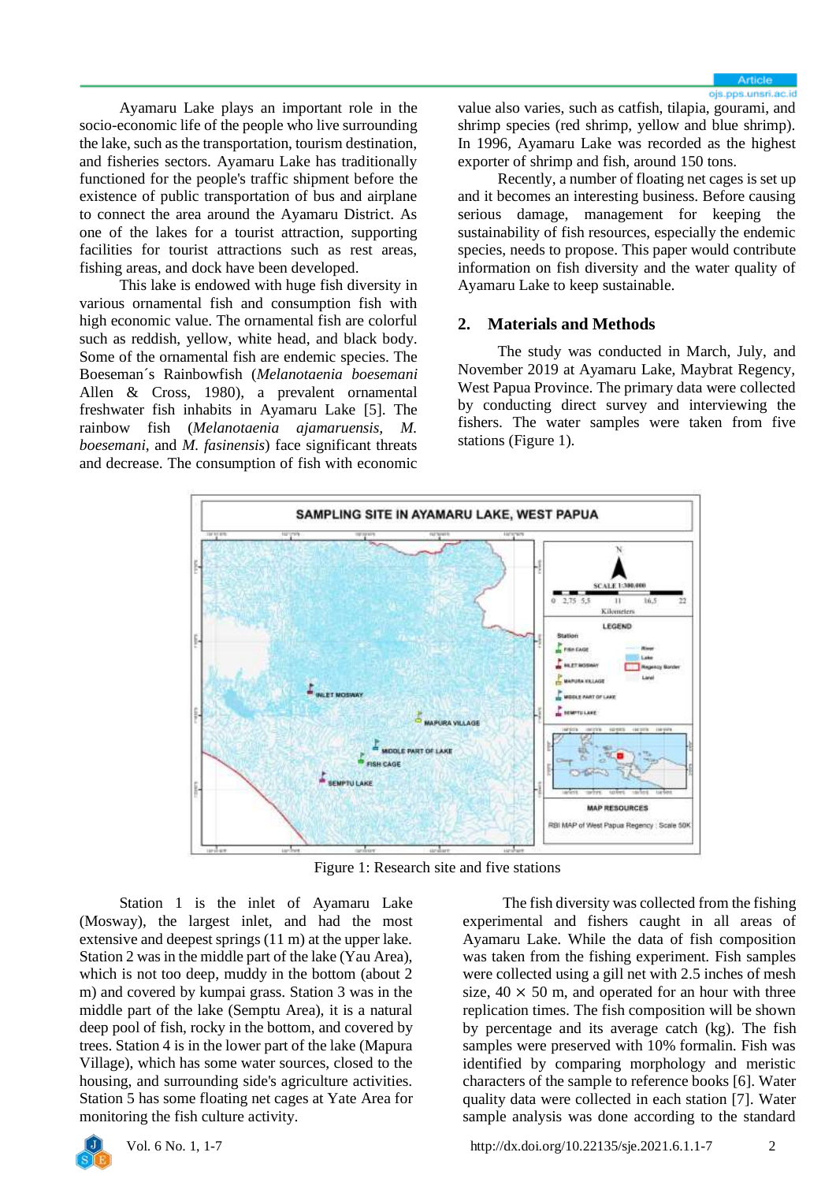Ayamaru Lake plays an important role in the socio-economic life of the people who live surrounding the lake, such as the transportation, tourism destination, and fisheries sectors. Ayamaru Lake has traditionally functioned for the people's traffic shipment before the existence of public transportation of bus and airplane to connect the area around the Ayamaru District. As one of the lakes for a tourist attraction, supporting facilities for tourist attractions such as rest areas, fishing areas, and dock have been developed.

This lake is endowed with huge fish diversity in various ornamental fish and consumption fish with high economic value. The ornamental fish are colorful such as reddish, yellow, white head, and black body. Some of the ornamental fish are endemic species. The Boeseman´s Rainbowfish (*Melanotaenia boesemani* Allen & Cross, 1980), a prevalent ornamental freshwater fish inhabits in Ayamaru Lake [5]. The rainbow fish (*Melanotaenia ajamaruensis, M. boesemani*, and *M. fasinensis*) face significant threats and decrease. The consumption of fish with economic value also varies, such as catfish, tilapia, gourami, and shrimp species (red shrimp, yellow and blue shrimp). In 1996, Ayamaru Lake was recorded as the highest exporter of shrimp and fish, around 150 tons.

Recently, a number of floating net cages is set up and it becomes an interesting business. Before causing serious damage, management for keeping the sustainability of fish resources, especially the endemic species, needs to propose. This paper would contribute information on fish diversity and the water quality of Ayamaru Lake to keep sustainable.

## 2. Materials and Methods

The study was conducted in March, July, and November 2019 at Ayamaru Lake, Maybrat Regency, West Papua Province. The primary data were collected by conducting direct survey and interviewing the fishers. The water samples were taken from five stations (Figure 1).

Figure 1: Research site and five stations

Station 1 is the inlet of Ayamaru Lake (Mosway), the largest inlet, and had the most extensive and deepest springs (11 m) at the upper lake. Station 2 was in the middle part of the lake (Yau Area), which is not too deep, muddy in the bottom (about 2 m) and covered by kumpai grass. Station 3 was in the middle part of the lake (Semptu Area), it is a natural deep pool of fish, rocky in the bottom, and covered by trees. Station 4 is in the lower part of the lake (Mapura Village), which has some water sources, closed to the housing, and surrounding side's agriculture activities. Station 5 has some floating net cages at Yate Area for monitoring the fish culture activity.

The fish diversity was collected from the fishing experimental and fishers caught in all areas of Ayamaru Lake. While the data of fish composition was taken from the fishing experiment. Fish samples were collected using a gill net with 2.5 inches of mesh size, 40 × 50 m, and operated for an hour with three replication times. The fish composition will be shown by percentage and its average catch (kg). The fish samples were preserved with 10% formalin. Fish was identified by comparing morphology and meristic characters of the sample to reference books [6]. Water quality data were collected in each station [7]. Water sample analysis was done according to the standard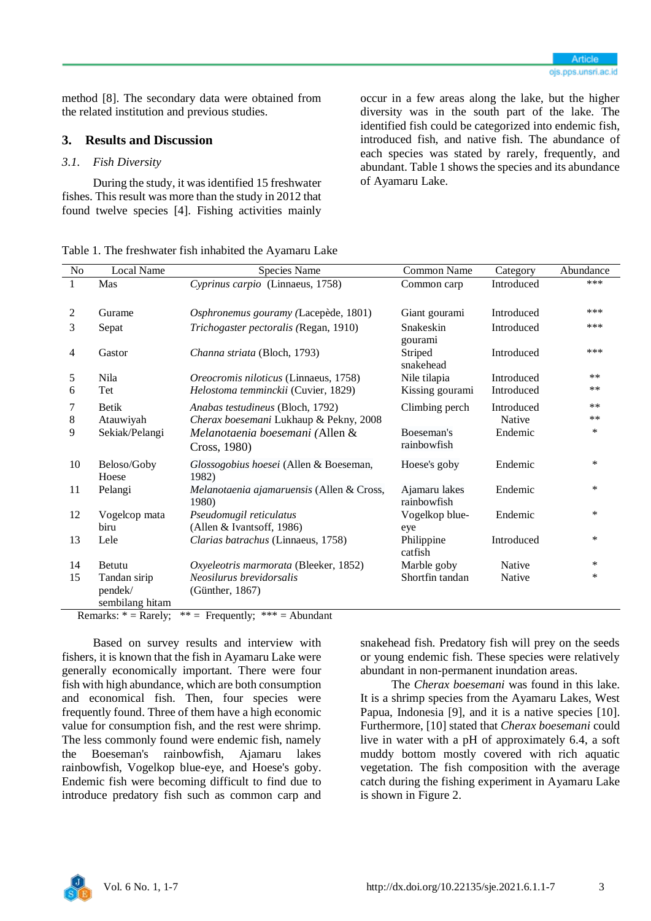method [8]. The secondary data were obtained from the related institution and previous studies.

## 3. Results and Discussion

### *3.1. Fish Diversity*

During the study, it was identified 15 freshwater fishes. This result was more than the study in 2012 that found twelve species [4]. Fishing activities mainly occur in a few areas along the lake, but the higher diversity was in the south part of the lake. The identified fish could be categorized into endemic fish, introduced fish, and native fish. The abundance of each species was stated by rarely, frequently, and abundant. Table 1 shows the species and its abundance of Ayamaru Lake.

Table 1. The freshwater fish inhabited the Ayamaru Lake

| No | Local Name | Species Name | Common Name | Category | Abundance |
|---|---|---|---|---|---|
| 1 | Mas | *Cyprinus carpio* (Linnaeus, 1758) | Common carp | Introduced | *** |
| 2 | Gurame | *Osphronemus gouramy (*Lacepède, 1801) | Giant gourami | Introduced | *** |
| 3 | Sepat | *Trichogaster pectoralis (*Regan, 1910) | Snakeskin gourami | Introduced | *** |
| 4 | Gastor | *Channa striata* (Bloch, 1793) | Striped snakehead | Introduced | *** |
| 5 | Nila | *Oreocromis niloticus* (Linnaeus, 1758) | Nile tilapia | Introduced | ** |
| 6 | Tet | *Helostoma temminckii* (Cuvier, 1829) | Kissing gourami | Introduced | ** |
| 7 | Betik | *Anabas testudineus* (Bloch, 1792) | Climbing perch | Introduced | ** |
| 8 | Atauwiyah | *Cherax boesemani* Lukhaup & Pekny, 2008 | | Native | ** |
| 9 | Sekiak/Pelangi | *Melanotaenia boesemani (*Allen & Cross, 1980) | Boeseman's rainbowfish | Endemic | * |
| 10 | Beloso/Goby Hoese | *Glossogobius hoesei* (Allen & Boeseman, 1982) | Hoese's goby | Endemic | * |
| 11 | Pelangi | *Melanotaenia ajamaruensis* (Allen & Cross, 1980) | Ajamaru lakes rainbowfish | Endemic | * |
| 12 | Vogelcop mata biru | *Pseudomugil reticulatus* (Allen & Ivantsoff, 1986) | Vogelkop blue-eye | Endemic | * |
| 13 | Lele | *Clarias batrachus* (Linnaeus, 1758) | Philippine catfish | Introduced | * |
| 14 | Betutu | *Oxyeleotris marmorata* (Bleeker, 1852) | Marble goby | Native | * |
| 15 | Tandan sirip pendek/ sembilang hitam | *Neosilurus brevidorsalis* (Günther, 1867) | Shortfin tandan | Native | * |

Remarks: * = Rarely; ** = Frequently; *** = Abundant

Based on survey results and interview with fishers, it is known that the fish in Ayamaru Lake were generally economically important. There were four fish with high abundance, which are both consumption and economical fish. Then, four species were frequently found. Three of them have a high economic value for consumption fish, and the rest were shrimp. The less commonly found were endemic fish, namely the Boeseman's rainbowfish, Ajamaru lakes rainbowfish, Vogelkop blue-eye, and Hoese's goby. Endemic fish were becoming difficult to find due to introduce predatory fish such as common carp and snakehead fish. Predatory fish will prey on the seeds or young endemic fish. These species were relatively abundant in non-permanent inundation areas.

The *Cherax boesemani* was found in this lake. It is a shrimp species from the Ayamaru Lakes, West Papua, Indonesia [9], and it is a native species [10]. Furthermore, [10] stated that *Cherax boesemani* could live in water with a pH of approximately 6.4, a soft muddy bottom mostly covered with rich aquatic vegetation. The fish composition with the average catch during the fishing experiment in Ayamaru Lake is shown in Figure 2.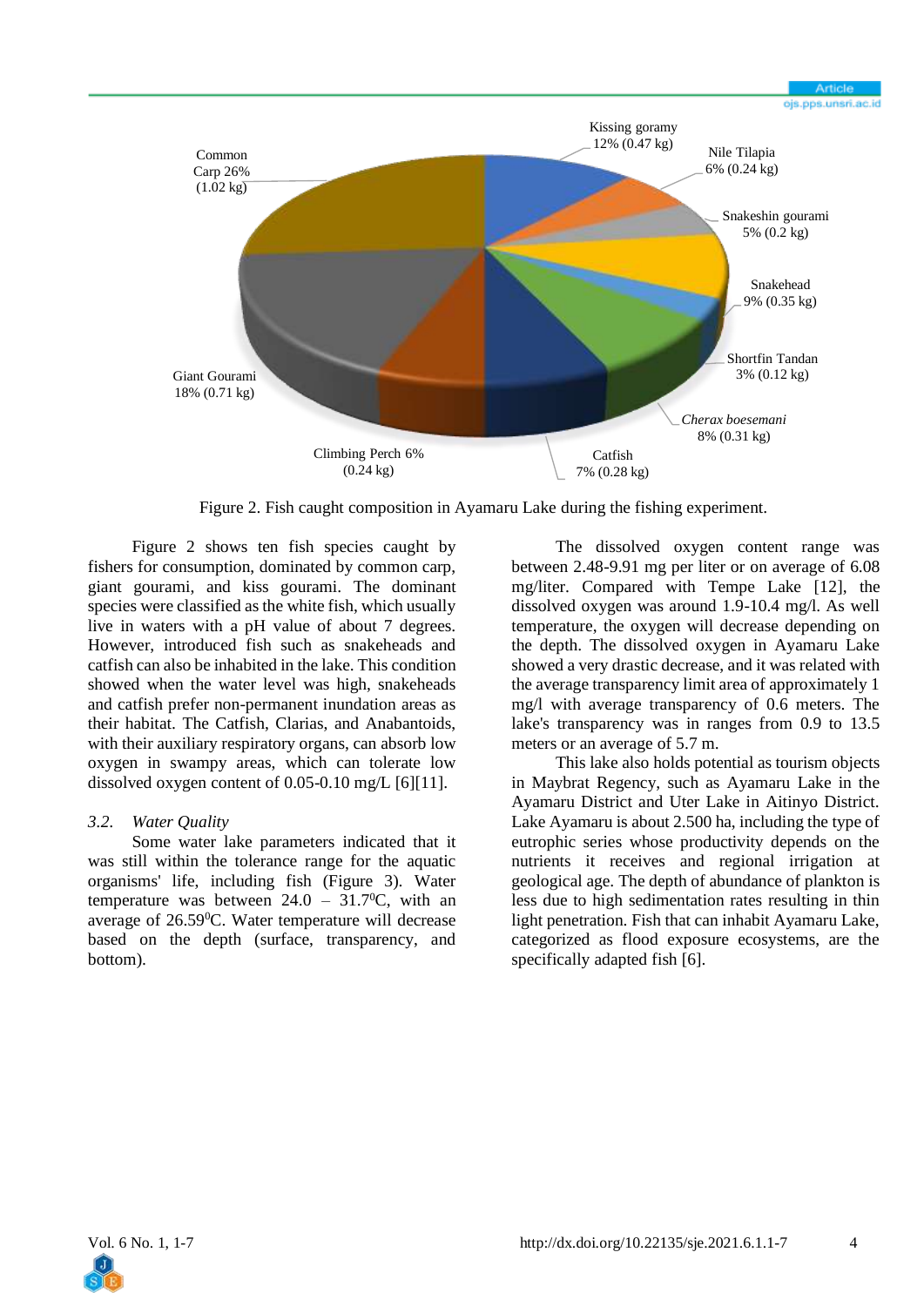Figure 2. Fish caught composition in Ayamaru Lake during the fishing experiment.

Figure 2 shows ten fish species caught by fishers for consumption, dominated by common carp, giant gourami, and kiss gourami. The dominant species were classified as the white fish, which usually live in waters with a pH value of about 7 degrees. However, introduced fish such as snakeheads and catfish can also be inhabited in the lake. This condition showed when the water level was high, snakeheads and catfish prefer non-permanent inundation areas as their habitat. The Catfish, Clarias, and Anabantoids, with their auxiliary respiratory organs, can absorb low oxygen in swampy areas, which can tolerate low dissolved oxygen content of 0.05-0.10 mg/L [6][11].

### 3.2. *Water Quality*

Some water lake parameters indicated that it was still within the tolerance range for the aquatic organisms' life, including fish (Figure 3). Water temperature was between 24.0 – 31.7$^0$C, with an average of 26.59$^0$C. Water temperature will decrease based on the depth (surface, transparency, and bottom).

The dissolved oxygen content range was between 2.48-9.91 mg per liter or on average of 6.08 mg/liter. Compared with Tempe Lake [12], the dissolved oxygen was around 1.9-10.4 mg/l. As well temperature, the oxygen will decrease depending on the depth. The dissolved oxygen in Ayamaru Lake showed a very drastic decrease, and it was related with the average transparency limit area of approximately 1 mg/l with average transparency of 0.6 meters. The lake's transparency was in ranges from 0.9 to 13.5 meters or an average of 5.7 m.

This lake also holds potential as tourism objects in Maybrat Regency, such as Ayamaru Lake in the Ayamaru District and Uter Lake in Aitinyo District. Lake Ayamaru is about 2.500 ha, including the type of eutrophic series whose productivity depends on the nutrients it receives and regional irrigation at geological age. The depth of abundance of plankton is less due to high sedimentation rates resulting in thin light penetration. Fish that can inhabit Ayamaru Lake, categorized as flood exposure ecosystems, are the specifically adapted fish [6].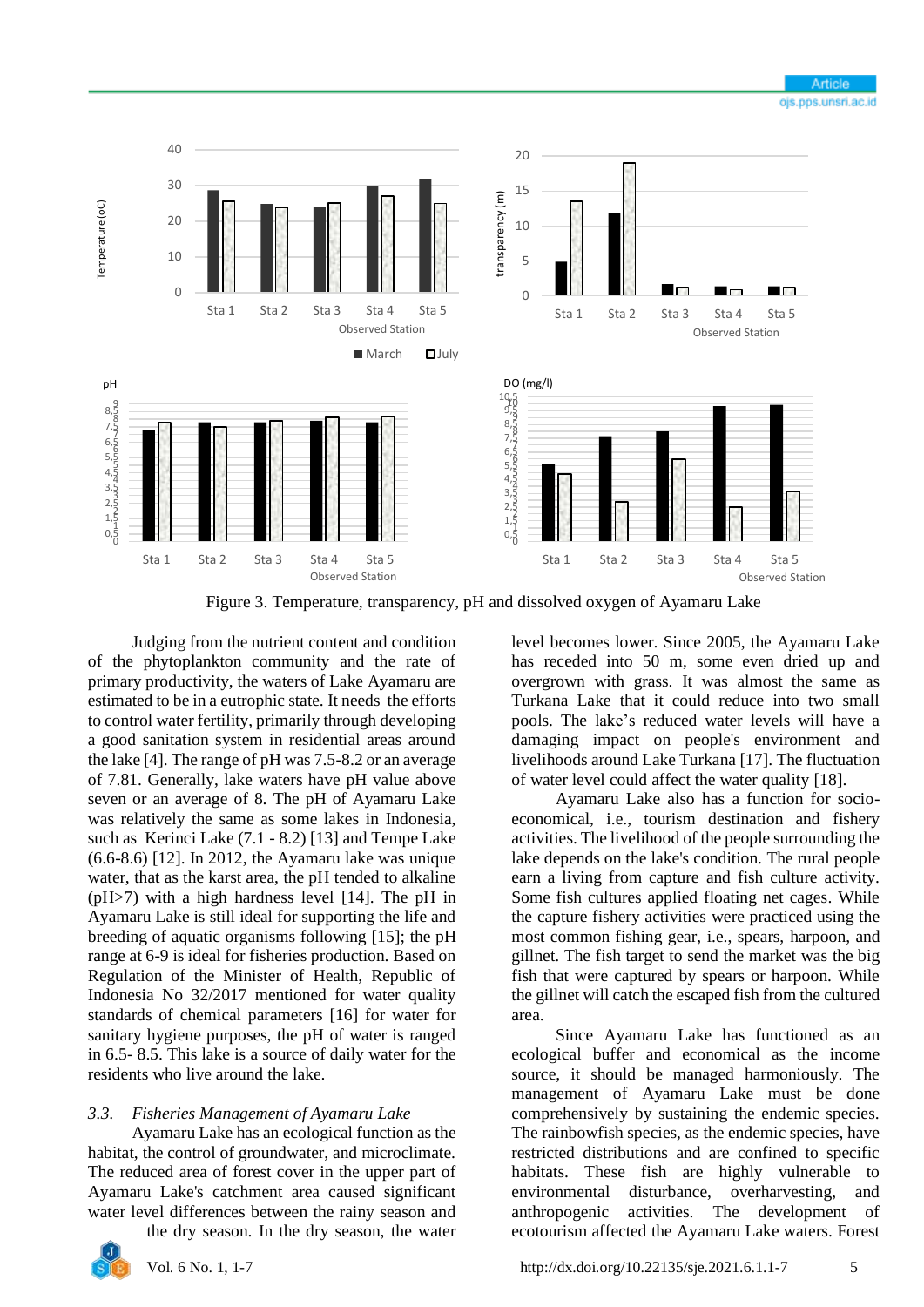Figure 3. Temperature, transparency, pH and dissolved oxygen of Ayamaru Lake

Judging from the nutrient content and condition of the phytoplankton community and the rate of primary productivity, the waters of Lake Ayamaru are estimated to be in a eutrophic state. It needs the efforts to control water fertility, primarily through developing a good sanitation system in residential areas around the lake [4]. The range of pH was 7.5-8.2 or an average of 7.81. Generally, lake waters have pH value above seven or an average of 8. The pH of Ayamaru Lake was relatively the same as some lakes in Indonesia, such as Kerinci Lake (7.1 - 8.2) [13] and Tempe Lake (6.6-8.6) [12]. In 2012, the Ayamaru lake was unique water, that as the karst area, the pH tended to alkaline (pH>7) with a high hardness level [14]. The pH in Ayamaru Lake is still ideal for supporting the life and breeding of aquatic organisms following [15]; the pH range at 6-9 is ideal for fisheries production. Based on Regulation of the Minister of Health, Republic of Indonesia No 32/2017 mentioned for water quality standards of chemical parameters [16] for water for sanitary hygiene purposes, the pH of water is ranged in 6.5- 8.5. This lake is a source of daily water for the residents who live around the lake.

### 3.3. *Fisheries Management of Ayamaru Lake*

Ayamaru Lake has an ecological function as the habitat, the control of groundwater, and microclimate. The reduced area of forest cover in the upper part of Ayamaru Lake's catchment area caused significant water level differences between the rainy season and the dry season. In the dry season, the water level becomes lower. Since 2005, the Ayamaru Lake has receded into 50 m, some even dried up and overgrown with grass. It was almost the same as Turkana Lake that it could reduce into two small pools. The lake's reduced water levels will have a damaging impact on people's environment and livelihoods around Lake Turkana [17]. The fluctuation of water level could affect the water quality [18].

Ayamaru Lake also has a function for socio-economical, i.e., tourism destination and fishery activities. The livelihood of the people surrounding the lake depends on the lake's condition. The rural people earn a living from capture and fish culture activity. Some fish cultures applied floating net cages. While the capture fishery activities were practiced using the most common fishing gear, i.e., spears, harpoon, and gillnet. The fish target to send to the market was the big fish that were captured by spears or harpoon. While the gillnet will catch the escaped fish from the cultured area.

Since Ayamaru Lake has functioned as an ecological buffer and economical as the income source, it should be managed harmoniously. The management of Ayamaru Lake must be done comprehensively by sustaining the endemic species. The rainbowfish species, as the endemic species, have restricted distributions and are confined to specific habitats. These fish are highly vulnerable to environmental disturbance, overharvesting, and anthropogenic activities. The development of ecotourism affected the Ayamaru Lake waters. Forest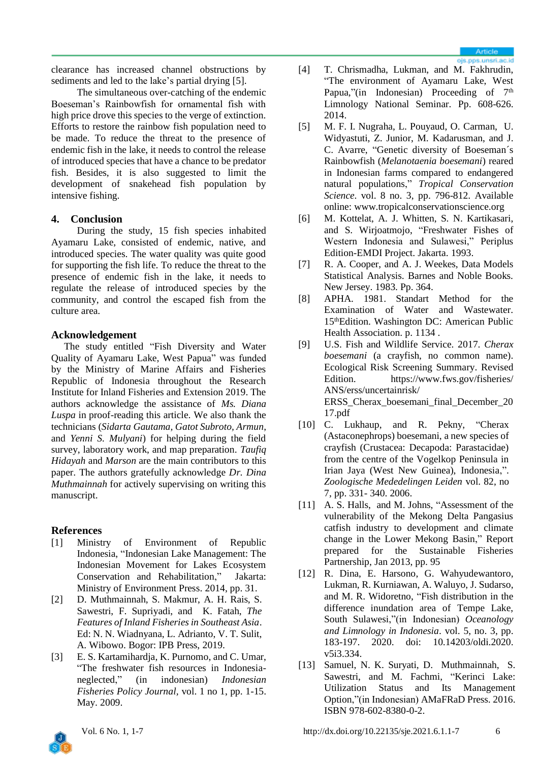clearance has increased channel obstructions by sediments and led to the lake's partial drying [5].

The simultaneous over-catching of the endemic Boeseman's Rainbowfish for ornamental fish with high price drove this species to the verge of extinction. Efforts to restore the rainbow fish population need to be made. To reduce the threat to the presence of endemic fish in the lake, it needs to control the release of introduced species that have a chance to be predator fish. Besides, it is also suggested to limit the development of snakehead fish population by intensive fishing.

## 4. Conclusion

During the study, 15 fish species inhabited Ayamaru Lake, consisted of endemic, native, and introduced species. The water quality was quite good for supporting the fish life. To reduce the threat to the presence of endemic fish in the lake, it needs to regulate the release of introduced species by the community, and control the escaped fish from the culture area.

## Acknowledgement

The study entitled "Fish Diversity and Water Quality of Ayamaru Lake, West Papua" was funded by the Ministry of Marine Affairs and Fisheries Republic of Indonesia throughout the Research Institute for Inland Fisheries and Extension 2019. The authors acknowledge the assistance of *Ms. Diana Luspa* in proof-reading this article. We also thank the technicians (*Sidarta Gautama, Gatot Subroto, Armun*, and *Yenni S. Mulyani*) for helping during the field survey, laboratory work, and map preparation. *Taufiq Hidayah* and *Marson* are the main contributors to this paper. The authors gratefully acknowledge *Dr. Dina Muthmainnah* for actively supervising on writing this manuscript.

## References

[1] Ministry of Environment of Republic Indonesia, "Indonesian Lake Management: The Indonesian Movement for Lakes Ecosystem Conservation and Rehabilitation," Jakarta: Ministry of Environment Press. 2014, pp. 31.

[2] D. Muthmainnah, S. Makmur, A. H. Rais, S. Sawestri, F. Supriyadi, and K. Fatah, *The Features of Inland Fisheries in Southeast Asia*. Ed: N. N. Wiadnyana, L. Adrianto, V. T. Sulit, A. Wibowo. Bogor: IPB Press, 2019.

[3] E. S. Kartamihardja, K. Purnomo, and C. Umar, "The freshwater fish resources in Indonesia-neglected," (in indonesian) *Indonesian Fisheries Policy Journal*, vol. 1 no 1, pp. 1-15. May. 2009.

[4] T. Chrismadha, Lukman, and M. Fakhrudin, "The environment of Ayamaru Lake, West Papua,"(in Indonesian) Proceeding of 7th Limnology National Seminar. Pp. 608-626. 2014.

[5] M. F. I. Nugraha, L. Pouyaud, O. Carman, U. Widyastuti, Z. Junior, M. Kadarusman, and J. C. Avarre, "Genetic diversity of Boeseman´s Rainbowfish (*Melanotaenia boesemani*) reared in Indonesian farms compared to endangered natural populations," *Tropical Conservation Science*. vol. 8 no. 3, pp. 796-812. Available online: www.tropicalconservationscience.org

[6] M. Kottelat, A. J. Whitten, S. N. Kartikasari, and S. Wirjoatmojo, "Freshwater Fishes of Western Indonesia and Sulawesi," Periplus Edition-EMDI Project. Jakarta. 1993.

[7] R. A. Cooper, and A. J. Weekes, Data Models Statistical Analysis. Barnes and Noble Books. New Jersey. 1983. Pp. 364.

[8] APHA. 1981. Standart Method for the Examination of Water and Wastewater. 15thEdition. Washington DC: American Public Health Association. p. 1134 .

[9] U.S. Fish and Wildlife Service. 2017. *Cherax boesemani* (a crayfish, no common name). Ecological Risk Screening Summary. Revised Edition. https://www.fws.gov/fisheries/ANS/erss/uncertainrisk/ERSS_Cherax_boesemani_final_December_2017.pdf

[10] C. Lukhaup, and R. Pekny, "Cherax (Astaconephrops) boesemani, a new species of crayfish (Crustacea: Decapoda: Parastacidae) from the centre of the Vogelkop Peninsula in Irian Jaya (West New Guinea), Indonesia,". *Zoologische Mededelingen Leiden* vol. 82, no 7, pp. 331- 340. 2006.

[11] A. S. Halls, and M. Johns, "Assessment of the vulnerability of the Mekong Delta Pangasius catfish industry to development and climate change in the Lower Mekong Basin," Report prepared for the Sustainable Fisheries Partnership, Jan 2013, pp. 95

[12] R. Dina, E. Harsono, G. Wahyudewantoro, Lukman, R. Kurniawan, A. Waluyo, J. Sudarso, and M. R. Widoretno, "Fish distribution in the difference inundation area of Tempe Lake, South Sulawesi,"(in Indonesian) *Oceanology and Limnology in Indonesia*. vol. 5, no. 3, pp. 183-197. 2020. doi: 10.14203/oldi.2020.v5i3.334.

[13] Samuel, N. K. Suryati, D. Muthmainnah, S. Sawestri, and M. Fachmi, "Kerinci Lake: Utilization Status and Its Management Option,"(in Indonesian) AMaFRaD Press. 2016. ISBN 978-602-8380-0-2.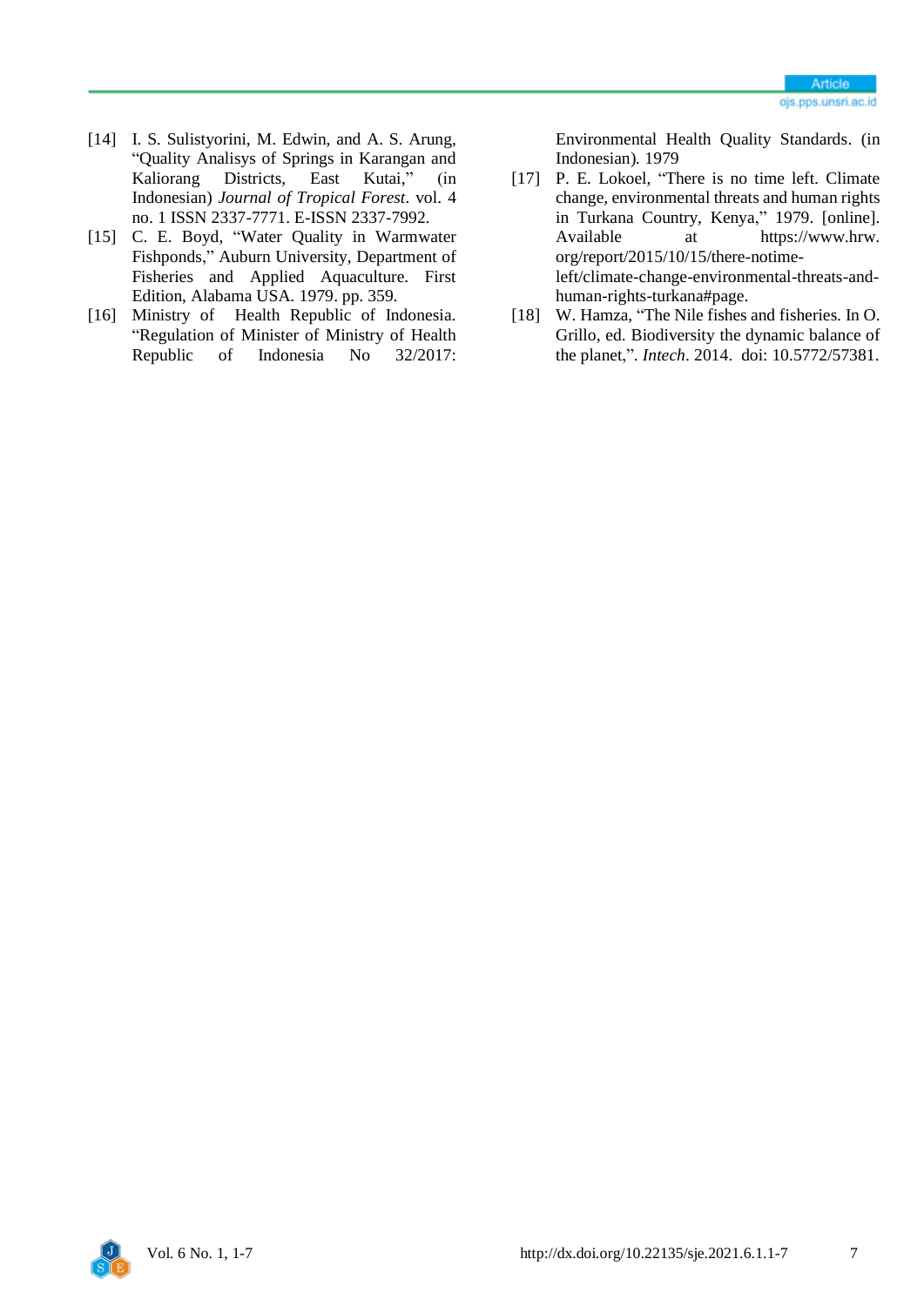[14] I. S. Sulistyorini, M. Edwin, and A. S. Arung, "Quality Analisys of Springs in Karangan and Kaliorang Districts, East Kutai," (in Indonesian) *Journal of Tropical Forest*. vol. 4 no. 1 ISSN 2337-7771. E-ISSN 2337-7992.

[15] C. E. Boyd, "Water Quality in Warmwater Fishponds," Auburn University, Department of Fisheries and Applied Aquaculture. First Edition, Alabama USA. 1979. pp. 359.

[16] Ministry of Health Republic of Indonesia. "Regulation of Minister of Ministry of Health Republic of Indonesia No 32/2017: Environmental Health Quality Standards. (in Indonesian). 1979

[17] P. E. Lokoel, "There is no time left. Climate change, environmental threats and human rights in Turkana Country, Kenya," 1979. [online]. Available at https://www.hrw.org/report/2015/10/15/there-notime-left/climate-change-environmental-threats-and-human-rights-turkana#page.

[18] W. Hamza, "The Nile fishes and fisheries. In O. Grillo, ed. Biodiversity the dynamic balance of the planet,". *Intech*. 2014. doi: 10.5772/57381.